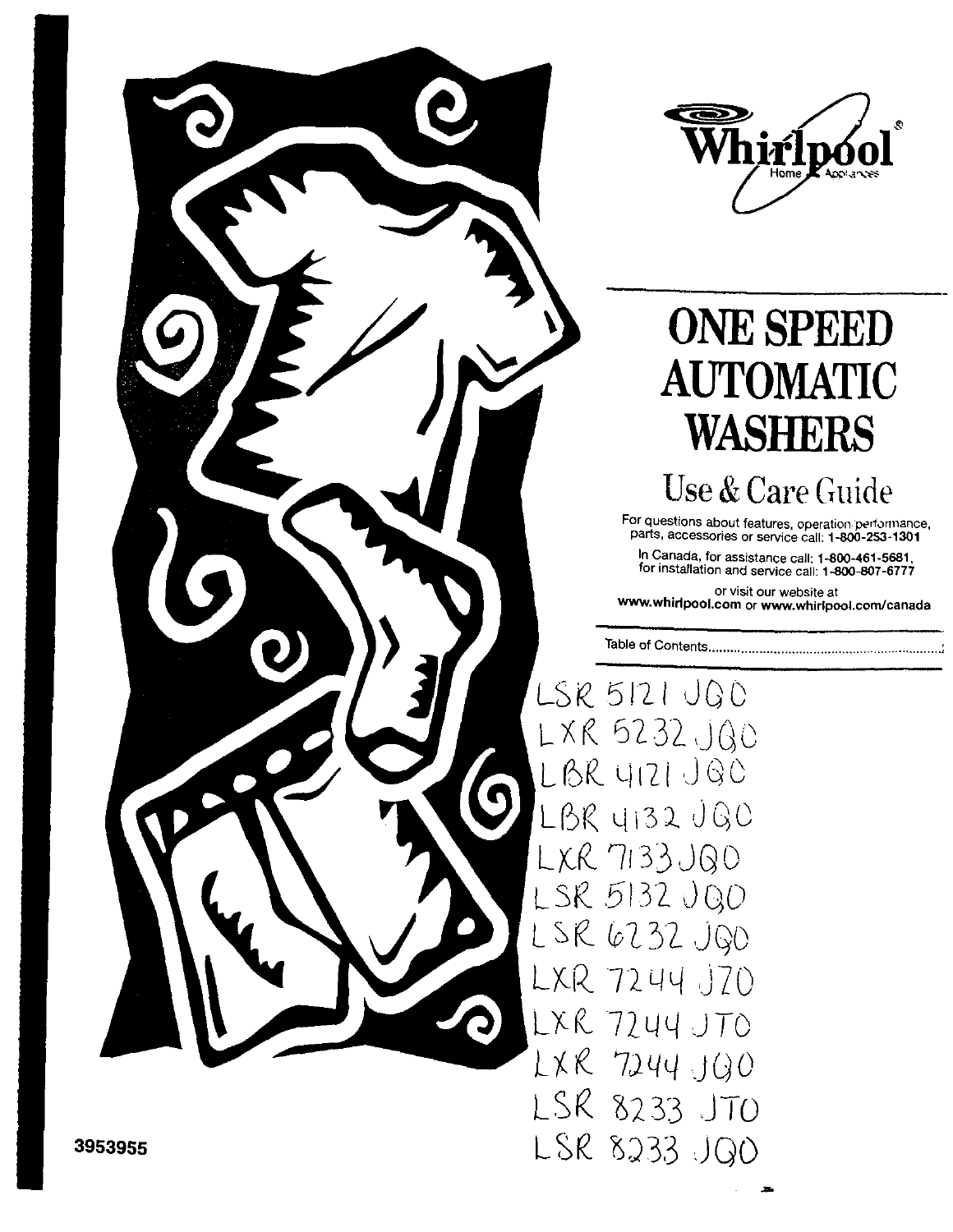Whirlpool® Home Appliances

# ONE SPEED AUTOMATIC WASHERS

## Use & Care Guide

For questions about features, operation/performance, parts, accessories or service call: **1-800-253-1301**

In Canada, for assistance call: **1-800-461-5681**, for installation and service call: **1-800-807-6777**

or visit our website at **www.whirlpool.com** or **www.whirlpool.com/canada**

Table of Contents........................................................................2

LSR 5121 JQ0
LXR 5232 JQ0
LBR 4121 JQ0
LBR 4132 JQ0
LXR 7133 JQ0
LSR 5132 JQ0
LSR 6232 JQ0
LXR 7244 JZ0
LXR 7244 JT0
LXR 7244 JQ0
LSR 8233 JT0
LSR 8233 JQ0

3953955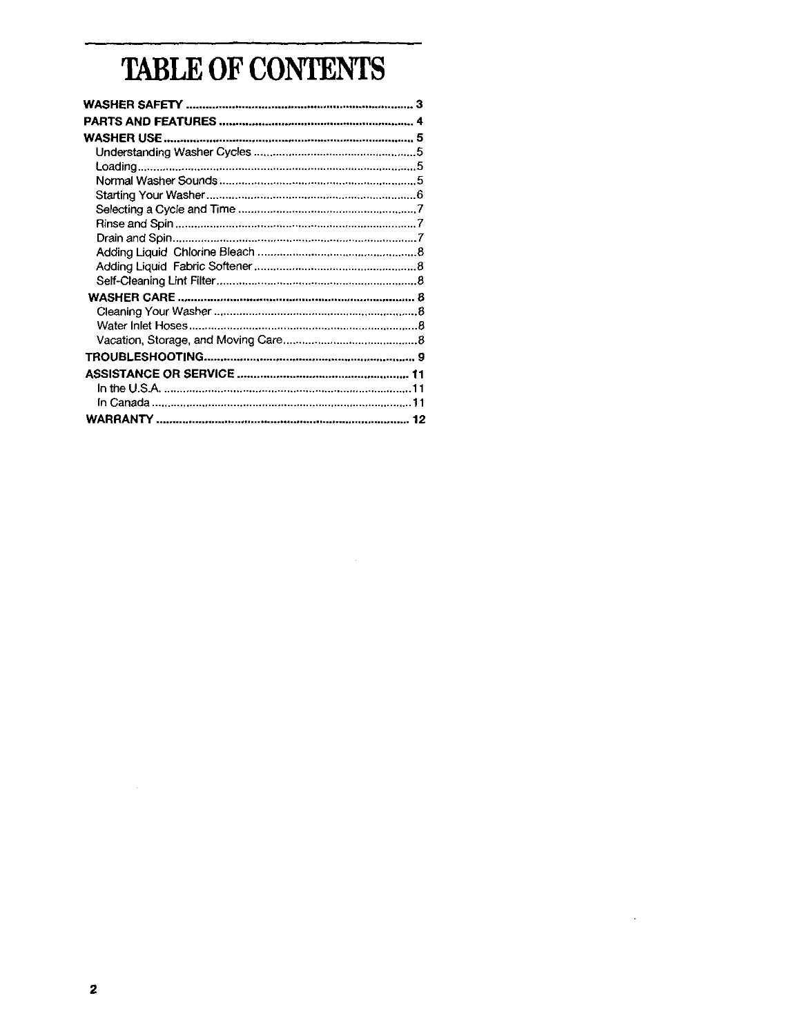# TABLE OF CONTENTS

| | |
|---|---|
| **WASHER SAFETY** | **3** |
| **PARTS AND FEATURES** | **4** |
| **WASHER USE** | **5** |
| Understanding Washer Cycles | 5 |
| Loading | 5 |
| Normal Washer Sounds | 5 |
| Starting Your Washer | 6 |
| Selecting a Cycle and Time | 7 |
| Rinse and Spin | 7 |
| Drain and Spin | 7 |
| Adding Liquid Chlorine Bleach | 8 |
| Adding Liquid Fabric Softener | 8 |
| Self-Cleaning Lint Filter | 8 |
| **WASHER CARE** | **8** |
| Cleaning Your Washer | 8 |
| Water Inlet Hoses | 8 |
| Vacation, Storage, and Moving Care | 8 |
| **TROUBLESHOOTING** | **9** |
| **ASSISTANCE OR SERVICE** | **11** |
| In the U.S.A. | 11 |
| In Canada | 11 |
| **WARRANTY** | **12** |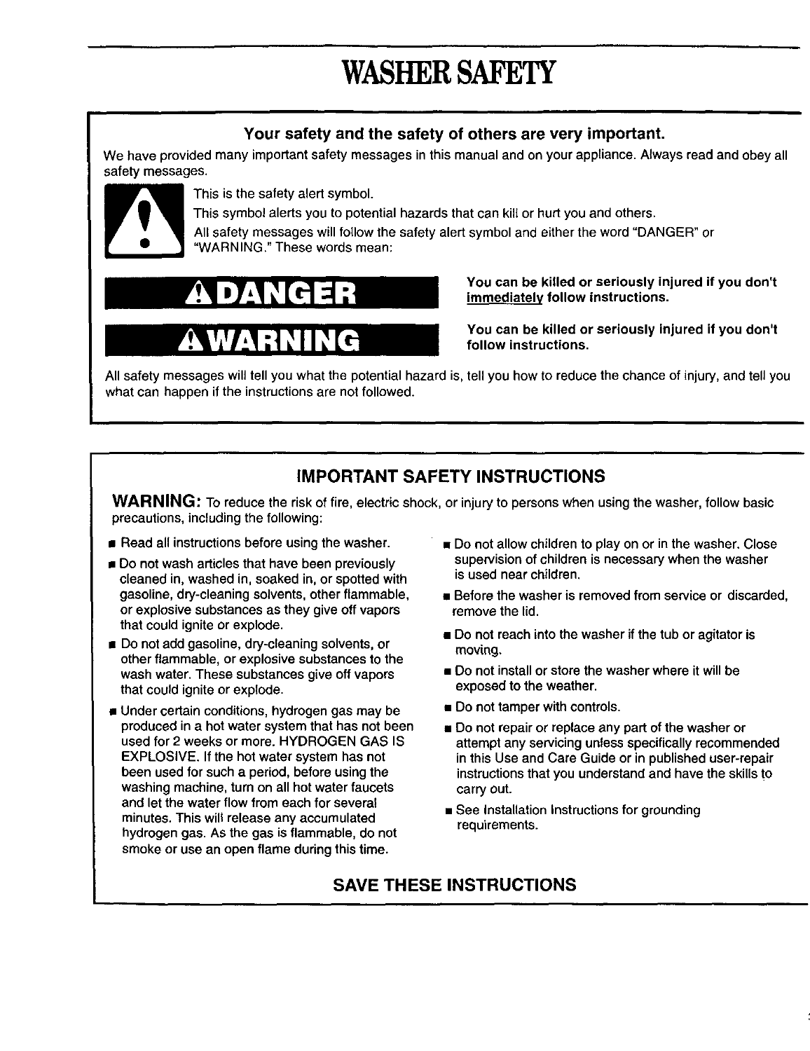# WASHER SAFETY

**Your safety and the safety of others are very important.**

We have provided many important safety messages in this manual and on your appliance. Always read and obey all safety messages.

This is the safety alert symbol.

This symbol alerts you to potential hazards that can kill or hurt you and others.

All safety messages will follow the safety alert symbol and either the word "DANGER" or "WARNING." These words mean:

**DANGER** — **You can be killed or seriously injured if you don't immediately follow instructions.**

**WARNING** — **You can be killed or seriously injured if you don't follow instructions.**

All safety messages will tell you what the potential hazard is, tell you how to reduce the chance of injury, and tell you what can happen if the instructions are not followed.

## IMPORTANT SAFETY INSTRUCTIONS

**WARNING:** To reduce the risk of fire, electric shock, or injury to persons when using the washer, follow basic precautions, including the following:

- Read all instructions before using the washer.
- Do not wash articles that have been previously cleaned in, washed in, soaked in, or spotted with gasoline, dry-cleaning solvents, other flammable, or explosive substances as they give off vapors that could ignite or explode.
- Do not add gasoline, dry-cleaning solvents, or other flammable, or explosive substances to the wash water. These substances give off vapors that could ignite or explode.
- Under certain conditions, hydrogen gas may be produced in a hot water system that has not been used for 2 weeks or more. HYDROGEN GAS IS EXPLOSIVE. If the hot water system has not been used for such a period, before using the washing machine, turn on all hot water faucets and let the water flow from each for several minutes. This will release any accumulated hydrogen gas. As the gas is flammable, do not smoke or use an open flame during this time.
- Do not allow children to play on or in the washer. Close supervision of children is necessary when the washer is used near children.
- Before the washer is removed from service or discarded, remove the lid.
- Do not reach into the washer if the tub or agitator is moving.
- Do not install or store the washer where it will be exposed to the weather.
- Do not tamper with controls.
- Do not repair or replace any part of the washer or attempt any servicing unless specifically recommended in this Use and Care Guide or in published user-repair instructions that you understand and have the skills to carry out.
- See Installation Instructions for grounding requirements.

## SAVE THESE INSTRUCTIONS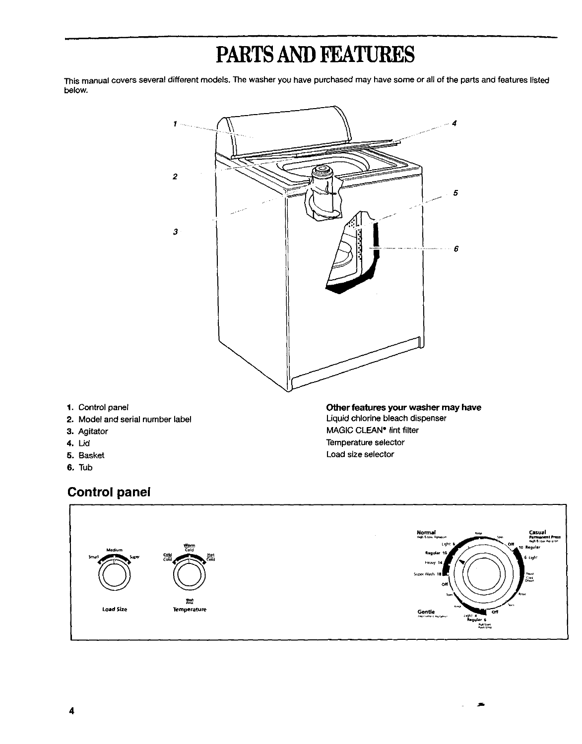# PARTS AND FEATURES

This manual covers several different models. The washer you have purchased may have some or all of the parts and features listed below.

1. Control panel
2. Model and serial number label
3. Agitator
4. Lid
5. Basket
6. Tub

**Other features your washer may have**

Liquid chlorine bleach dispenser

MAGIC CLEAN® lint filter

Temperature selector

Load size selector

## Control panel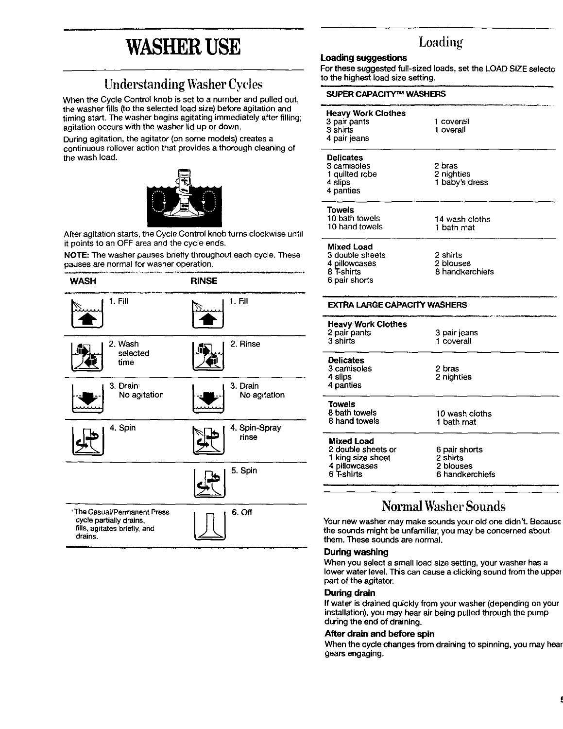# WASHER USE

## Understanding Washer Cycles

When the Cycle Control knob is set to a number and pulled out, the washer fills (to the selected load size) before agitation and timing start. The washer begins agitating immediately after filling; agitation occurs with the washer lid up or down.

During agitation, the agitator (on some models) creates a continuous rollover action that provides a thorough cleaning of the wash load.

After agitation starts, the Cycle Control knob turns clockwise until it points to an OFF area and the cycle ends.

**NOTE:** The washer pauses briefly throughout each cycle. These pauses are normal for washer operation.

| WASH | RINSE |
|---|---|
| 1. Fill | 1. Fill |
| 2. Wash selected time | 2. Rinse |
| 3. Drain[1] No agitation | 3. Drain No agitation |
| 4. Spin | 4. Spin-Spray rinse |
| | 5. Spin |
| | 6. Off |

[1] The Casual/Permanent Press cycle partially drains, fills, agitates briefly, and drains.

## Loading

### Loading suggestions

For these suggested full-sized loads, set the LOAD SIZE selecto to the highest load size setting.

**SUPER CAPACITY™ WASHERS**

**Heavy Work Clothes**

| | |
|---|---|
| 3 pair pants | 1 coverall |
| 3 shirts | 1 overall |
| 4 pair jeans | |

**Delicates**

| | |
|---|---|
| 3 camisoles | 2 bras |
| 1 quilted robe | 2 nighties |
| 4 slips | 1 baby's dress |
| 4 panties | |

**Towels**

| | |
|---|---|
| 10 bath towels | 14 wash cloths |
| 10 hand towels | 1 bath mat |

**Mixed Load**

| | |
|---|---|
| 3 double sheets | 2 shirts |
| 4 pillowcases | 2 blouses |
| 8 T-shirts | 8 handkerchiefs |
| 6 pair shorts | |

**EXTRA LARGE CAPACITY WASHERS**

**Heavy Work Clothes**

| | |
|---|---|
| 2 pair pants | 3 pair jeans |
| 3 shirts | 1 coverall |

**Delicates**

| | |
|---|---|
| 3 camisoles | 2 bras |
| 4 slips | 2 nighties |
| 4 panties | |

**Towels**

| | |
|---|---|
| 8 bath towels | 10 wash cloths |
| 8 hand towels | 1 bath mat |

**Mixed Load**

| | |
|---|---|
| 2 double sheets or | 6 pair shorts |
| 1 king size sheet | 2 shirts |
| 4 pillowcases | 2 blouses |
| 6 T-shirts | 6 handkerchiefs |

## Normal Washer Sounds

Your new washer may make sounds your old one didn't. Becaus the sounds might be unfamiliar, you may be concerned about them. These sounds are normal.

### During washing

When you select a small load size setting, your washer has a lower water level. This can cause a clicking sound from the uppe part of the agitator.

### During drain

If water is drained quickly from your washer (depending on your installation), you may hear air being pulled through the pump during the end of draining.

### After drain and before spin

When the cycle changes from draining to spinning, you may hea gears engaging.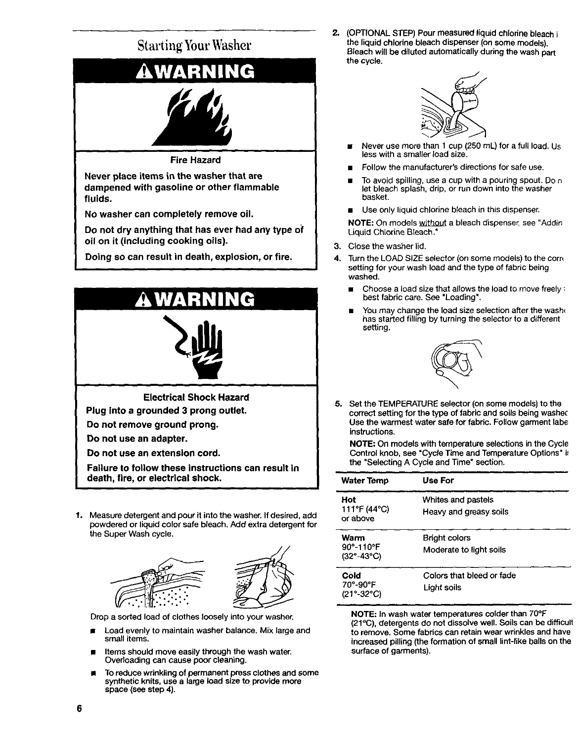# Starting Your Washer

## ⚠WARNING

**Fire Hazard**

**Never place items in the washer that are dampened with gasoline or other flammable fluids.**

**No washer can completely remove oil.**

**Do not dry anything that has ever had any type of oil on it (including cooking oils).**

**Doing so can result in death, explosion, or fire.**

## ⚠WARNING

**Electrical Shock Hazard**

**Plug into a grounded 3 prong outlet.**

**Do not remove ground prong.**

**Do not use an adapter.**

**Do not use an extension cord.**

**Failure to follow these instructions can result in death, fire, or electrical shock.**

1. Measure detergent and pour it into the washer. If desired, add powdered or liquid color safe bleach. Add extra detergent for the Super Wash cycle.

   Drop a sorted load of clothes loosely into your washer.
   - Load evenly to maintain washer balance. Mix large and small items.
   - Items should move easily through the wash water. Overloading can cause poor cleaning.
   - To reduce wrinkling of permanent press clothes and some synthetic knits, use a large load size to provide more space (see step 4).

2. (OPTIONAL STEP) Pour measured liquid chlorine bleach i the liquid chlorine bleach dispenser (on some models). Bleach will be diluted automatically during the wash part the cycle.
   - Never use more than 1 cup (250 mL) for a full load. Us less with a smaller load size.
   - Follow the manufacturer's directions for safe use.
   - To avoid spilling, use a cup with a pouring spout. Do n let bleach splash, drip, or run down into the washer basket.
   - Use only liquid chlorine bleach in this dispenser.

   **NOTE:** On models without a bleach dispenser, see "Addin Liquid Chlorine Bleach."

3. Close the washer lid.

4. Turn the LOAD SIZE selector (on some models) to the corr setting for your wash load and the type of fabric being washed.
   - Choose a load size that allows the load to move freely best fabric care. See "Loading".
   - You may change the load size selection after the wash has started filling by turning the selector to a different setting.

5. Set the TEMPERATURE selector (on some models) to the correct setting for the type of fabric and soils being washe Use the warmest water safe for fabric. Follow garment labe instructions.

   **NOTE:** On models with temperature selections in the Cycle Control knob, see "Cycle Time and Temperature Options" i the "Selecting A Cycle and Time" section.

| Water Temp | Use For |
|---|---|
| **Hot**<br>111°F (44°C) or above | Whites and pastels<br>Heavy and greasy soils |
| **Warm**<br>90°-110°F (32°-43°C) | Bright colors<br>Moderate to light soils |
| **Cold**<br>70°-90°F (21°-32°C) | Colors that bleed or fade<br>Light soils |

**NOTE:** In wash water temperatures colder than 70°F (21°C), detergents do not dissolve well. Soils can be difficult to remove. Some fabrics can retain wear wrinkles and have increased pilling (the formation of small lint-like balls on the surface of garments).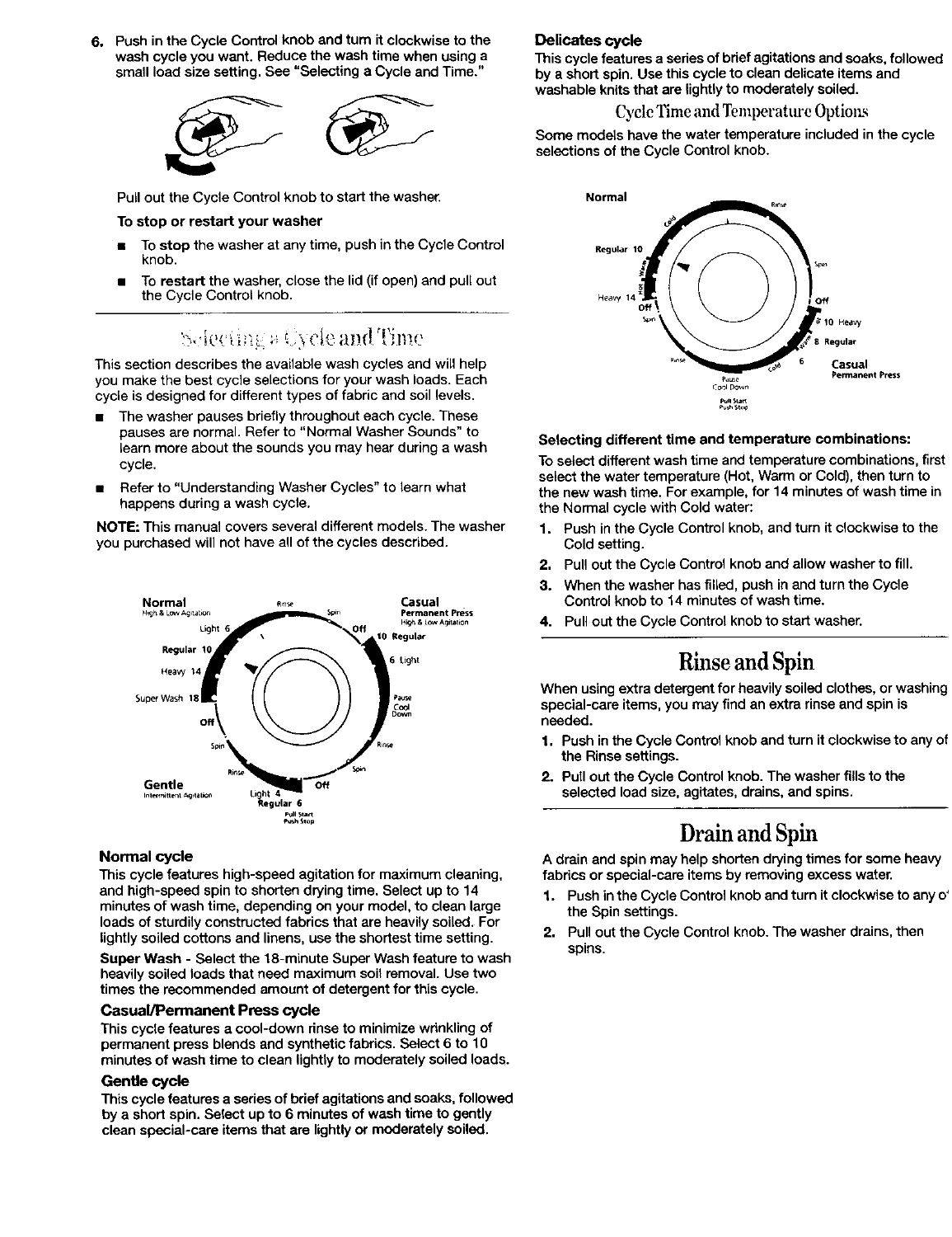6. Push in the Cycle Control knob and turn it clockwise to the wash cycle you want. Reduce the wash time when using a small load size setting. See "Selecting a Cycle and Time."

   Pull out the Cycle Control knob to start the washer.

   **To stop or restart your washer**

   - To **stop** the washer at any time, push in the Cycle Control knob.
   - To **restart** the washer, close the lid (if open) and pull out the Cycle Control knob.

## Selecting a Cycle and Time

This section describes the available wash cycles and will help you make the best cycle selections for your wash loads. Each cycle is designed for different types of fabric and soil levels.

- The washer pauses briefly throughout each cycle. These pauses are normal. Refer to "Normal Washer Sounds" to learn more about the sounds you may hear during a wash cycle.
- Refer to "Understanding Washer Cycles" to learn what happens during a wash cycle.

**NOTE:** This manual covers several different models. The washer you purchased will not have all of the cycles described.

### Normal cycle

This cycle features high-speed agitation for maximum cleaning, and high-speed spin to shorten drying time. Select up to 14 minutes of wash time, depending on your model, to clean large loads of sturdily constructed fabrics that are heavily soiled. For lightly soiled cottons and linens, use the shortest time setting.

**Super Wash** - Select the 18-minute Super Wash feature to wash heavily soiled loads that need maximum soil removal. Use two times the recommended amount of detergent for this cycle.

### Casual/Permanent Press cycle

This cycle features a cool-down rinse to minimize wrinkling of permanent press blends and synthetic fabrics. Select 6 to 10 minutes of wash time to clean lightly to moderately soiled loads.

### Gentle cycle

This cycle features a series of brief agitations and soaks, followed by a short spin. Select up to 6 minutes of wash time to gently clean special-care items that are lightly or moderately soiled.

### Delicates cycle

This cycle features a series of brief agitations and soaks, followed by a short spin. Use this cycle to clean delicate items and washable knits that are lightly to moderately soiled.

### Cycle Time and Temperature Options

Some models have the water temperature included in the cycle selections of the Cycle Control knob.

**Selecting different time and temperature combinations:**

To select different wash time and temperature combinations, first select the water temperature (Hot, Warm or Cold), then turn to the new wash time. For example, for 14 minutes of wash time in the Normal cycle with Cold water:

1. Push in the Cycle Control knob, and turn it clockwise to the Cold setting.
2. Pull out the Cycle Control knob and allow washer to fill.
3. When the washer has filled, push in and turn the Cycle Control knob to 14 minutes of wash time.
4. Pull out the Cycle Control knob to start washer.

## Rinse and Spin

When using extra detergent for heavily soiled clothes, or washing special-care items, you may find an extra rinse and spin is needed.

1. Push in the Cycle Control knob and turn it clockwise to any of the Rinse settings.
2. Pull out the Cycle Control knob. The washer fills to the selected load size, agitates, drains, and spins.

## Drain and Spin

A drain and spin may help shorten drying times for some heavy fabrics or special-care items by removing excess water.

1. Push in the Cycle Control knob and turn it clockwise to any of the Spin settings.
2. Pull out the Cycle Control knob. The washer drains, then spins.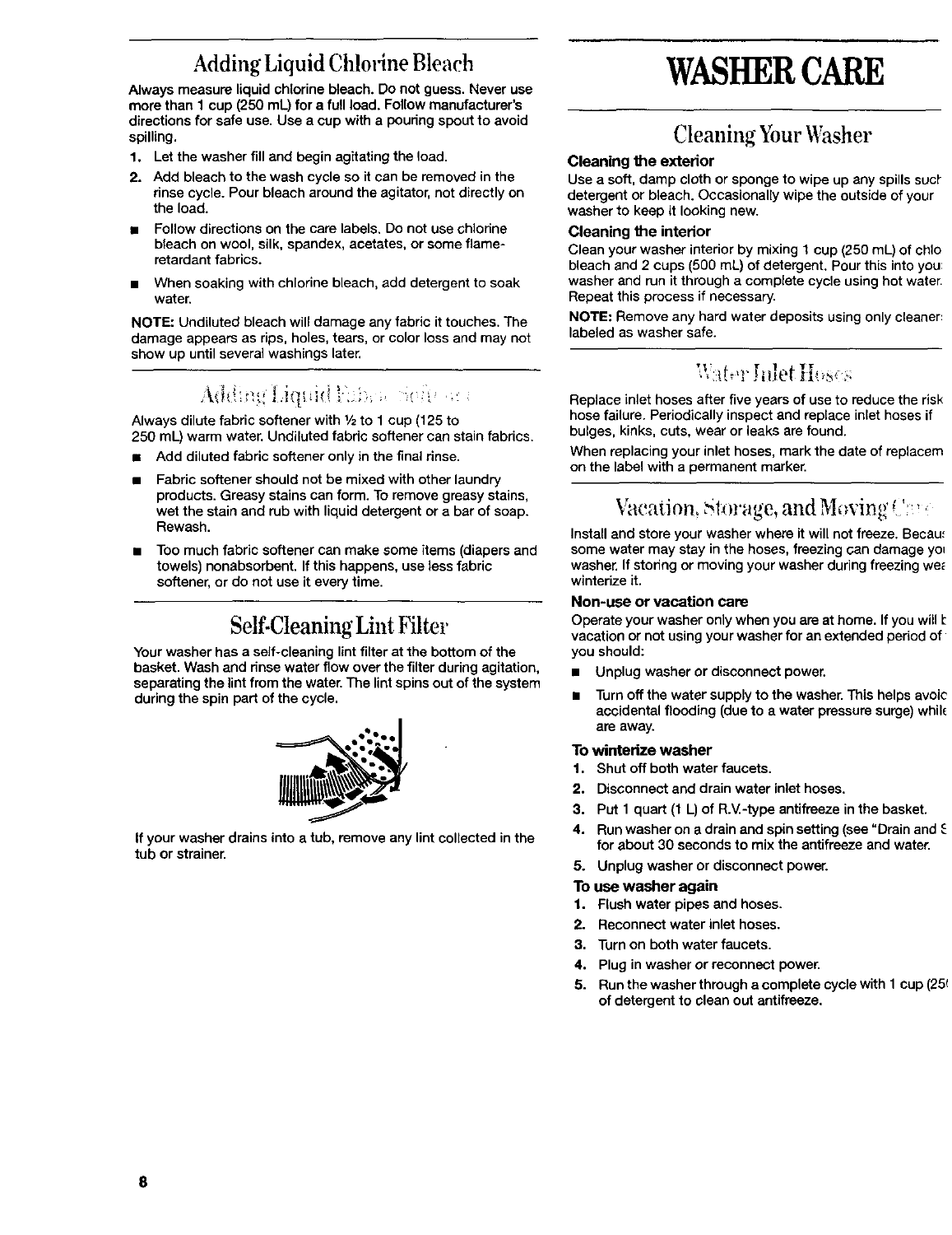## Adding Liquid Chlorine Bleach

Always measure liquid chlorine bleach. Do not guess. Never use more than 1 cup (250 mL) for a full load. Follow manufacturer's directions for safe use. Use a cup with a pouring spout to avoid spilling.

1. Let the washer fill and begin agitating the load.
2. Add bleach to the wash cycle so it can be removed in the rinse cycle. Pour bleach around the agitator, not directly on the load.

- Follow directions on the care labels. Do not use chlorine bleach on wool, silk, spandex, acetates, or some flame-retardant fabrics.
- When soaking with chlorine bleach, add detergent to soak water.

**NOTE:** Undiluted bleach will damage any fabric it touches. The damage appears as rips, holes, tears, or color loss and may not show up until several washings later.

## Adding Liquid Fabric Softener

Always dilute fabric softener with ½ to 1 cup (125 to 250 mL) warm water. Undiluted fabric softener can stain fabrics.

- Add diluted fabric softener only in the final rinse.
- Fabric softener should not be mixed with other laundry products. Greasy stains can form. To remove greasy stains, wet the stain and rub with liquid detergent or a bar of soap. Rewash.
- Too much fabric softener can make some items (diapers and towels) nonabsorbent. If this happens, use less fabric softener, or do not use it every time.

## Self-Cleaning Lint Filter

Your washer has a self-cleaning lint filter at the bottom of the basket. Wash and rinse water flow over the filter during agitation, separating the lint from the water. The lint spins out of the system during the spin part of the cycle.

If your washer drains into a tub, remove any lint collected in the tub or strainer.

# WASHER CARE

## Cleaning Your Washer

### Cleaning the exterior

Use a soft, damp cloth or sponge to wipe up any spills suc detergent or bleach. Occasionally wipe the outside of your washer to keep it looking new.

### Cleaning the interior

Clean your washer interior by mixing 1 cup (250 mL) of chlo bleach and 2 cups (500 mL) of detergent. Pour this into you washer and run it through a complete cycle using hot water. Repeat this process if necessary.

**NOTE:** Remove any hard water deposits using only cleaner labeled as washer safe.

## Water Inlet Hoses

Replace inlet hoses after five years of use to reduce the risk hose failure. Periodically inspect and replace inlet hoses if bulges, kinks, cuts, wear or leaks are found.

When replacing your inlet hoses, mark the date of replacem on the label with a permanent marker.

## Vacation, Storage, and Moving Care

Install and store your washer where it will not freeze. Becau some water may stay in the hoses, freezing can damage yo washer. If storing or moving your washer during freezing we winterize it.

### Non-use or vacation care

Operate your washer only when you are at home. If you will b vacation or not using your washer for an extended period of you should:

- Unplug washer or disconnect power.
- Turn off the water supply to the washer. This helps avoic accidental flooding (due to a water pressure surge) whil are away.

### To winterize washer

1. Shut off both water faucets.
2. Disconnect and drain water inlet hoses.
3. Put 1 quart (1 L) of R.V.-type antifreeze in the basket.
4. Run washer on a drain and spin setting (see "Drain and S for about 30 seconds to mix the antifreeze and water.
5. Unplug washer or disconnect power.

### To use washer again

1. Flush water pipes and hoses.
2. Reconnect water inlet hoses.
3. Turn on both water faucets.
4. Plug in washer or reconnect power.
5. Run the washer through a complete cycle with 1 cup (25 of detergent to clean out antifreeze.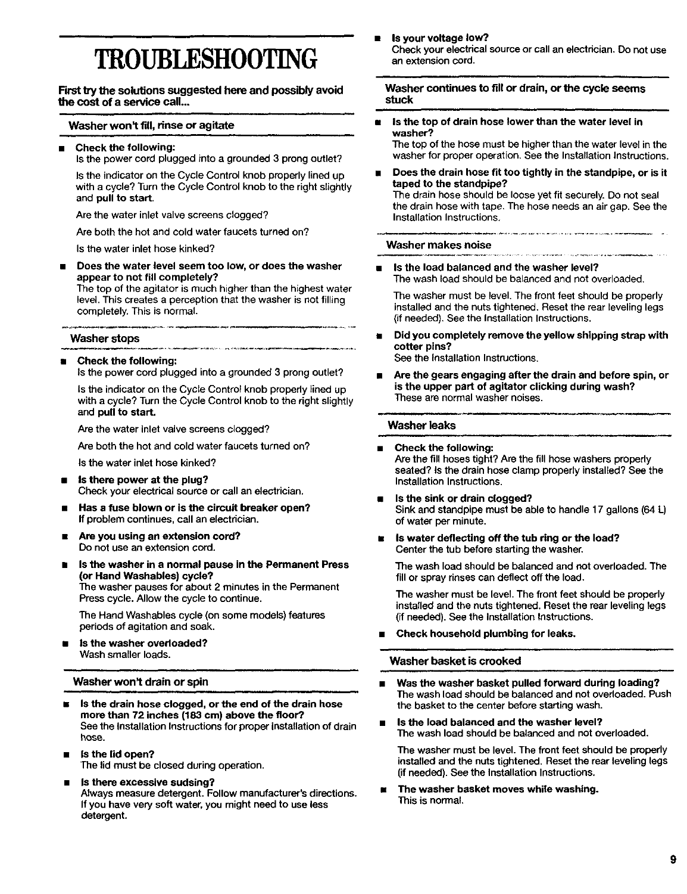# TROUBLESHOOTING

**First try the solutions suggested here and possibly avoid the cost of a service call...**

## Washer won't fill, rinse or agitate

- **Check the following:**
  Is the power cord plugged into a grounded 3 prong outlet?

  Is the indicator on the Cycle Control knob properly lined up with a cycle? Turn the Cycle Control knob to the right slightly and **pull to start**.

  Are the water inlet valve screens clogged?

  Are both the hot and cold water faucets turned on?

  Is the water inlet hose kinked?

- **Does the water level seem too low, or does the washer appear to not fill completely?**
  The top of the agitator is much higher than the highest water level. This creates a perception that the washer is not filling completely. This is normal.

## Washer stops

- **Check the following:**
  Is the power cord plugged into a grounded 3 prong outlet?

  Is the indicator on the Cycle Control knob properly lined up with a cycle? Turn the Cycle Control knob to the right slightly and **pull to start**.

  Are the water inlet valve screens clogged?

  Are both the hot and cold water faucets turned on?

  Is the water inlet hose kinked?

- **Is there power at the plug?**
  Check your electrical source or call an electrician.

- **Has a fuse blown or is the circuit breaker open?**
  If problem continues, call an electrician.

- **Are you using an extension cord?**
  Do not use an extension cord.

- **Is the washer in a normal pause in the Permanent Press (or Hand Washables) cycle?**
  The washer pauses for about 2 minutes in the Permanent Press cycle. Allow the cycle to continue.

  The Hand Washables cycle (on some models) features periods of agitation and soak.

- **Is the washer overloaded?**
  Wash smaller loads.

## Washer won't drain or spin

- **Is the drain hose clogged, or the end of the drain hose more than 72 inches (183 cm) above the floor?**
  See the Installation Instructions for proper installation of drain hose.

- **Is the lid open?**
  The lid must be closed during operation.

- **Is there excessive sudsing?**
  Always measure detergent. Follow manufacturer's directions. If you have very soft water, you might need to use less detergent.

- **Is your voltage low?**
  Check your electrical source or call an electrician. Do not use an extension cord.

## Washer continues to fill or drain, or the cycle seems stuck

- **Is the top of drain hose lower than the water level in washer?**
  The top of the hose must be higher than the water level in the washer for proper operation. See the Installation Instructions.

- **Does the drain hose fit too tightly in the standpipe, or is it taped to the standpipe?**
  The drain hose should be loose yet fit securely. Do not seal the drain hose with tape. The hose needs an air gap. See the Installation Instructions.

## Washer makes noise

- **Is the load balanced and the washer level?**
  The wash load should be balanced and not overloaded.

  The washer must be level. The front feet should be properly installed and the nuts tightened. Reset the rear leveling legs (if needed). See the Installation Instructions.

- **Did you completely remove the yellow shipping strap with cotter pins?**
  See the Installation Instructions.

- **Are the gears engaging after the drain and before spin, or is the upper part of agitator clicking during wash?**
  These are normal washer noises.

## Washer leaks

- **Check the following:**
  Are the fill hoses tight? Are the fill hose washers properly seated? Is the drain hose clamp properly installed? See the Installation Instructions.

- **Is the sink or drain clogged?**
  Sink and standpipe must be able to handle 17 gallons (64 L) of water per minute.

- **Is water deflecting off the tub ring or the load?**
  Center the tub before starting the washer.

  The wash load should be balanced and not overloaded. The fill or spray rinses can deflect off the load.

  The washer must be level. The front feet should be properly installed and the nuts tightened. Reset the rear leveling legs (if needed). See the Installation Instructions.

- **Check household plumbing for leaks.**

## Washer basket is crooked

- **Was the washer basket pulled forward during loading?**
  The wash load should be balanced and not overloaded. Push the basket to the center before starting wash.

- **Is the load balanced and the washer level?**
  The wash load should be balanced and not overloaded.

  The washer must be level. The front feet should be properly installed and the nuts tightened. Reset the rear leveling legs (if needed). See the Installation Instructions.

- **The washer basket moves while washing.**
  This is normal.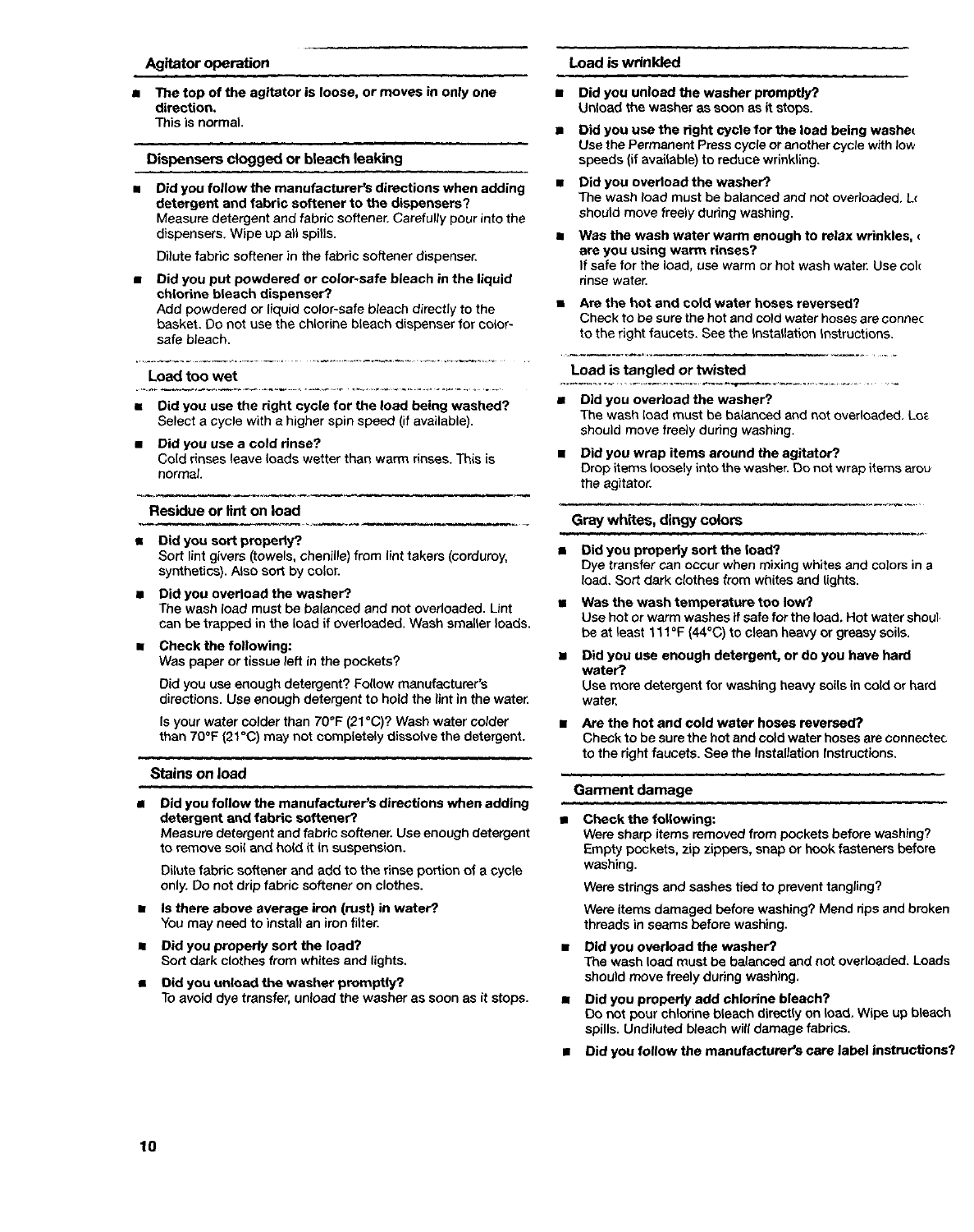### Agitator operation

- **The top of the agitator is loose, or moves in only one direction.**
  This is normal.

### Dispensers clogged or bleach leaking

- **Did you follow the manufacturer's directions when adding detergent and fabric softener to the dispensers?**
  Measure detergent and fabric softener. Carefully pour into the dispensers. Wipe up all spills.

  Dilute fabric softener in the fabric softener dispenser.
- **Did you put powdered or color-safe bleach in the liquid chlorine bleach dispenser?**
  Add powdered or liquid color-safe bleach directly to the basket. Do not use the chlorine bleach dispenser for color-safe bleach.

### Load too wet

- **Did you use the right cycle for the load being washed?**
  Select a cycle with a higher spin speed (if available).
- **Did you use a cold rinse?**
  Cold rinses leave loads wetter than warm rinses. This is normal.

### Residue or lint on load

- **Did you sort properly?**
  Sort lint givers (towels, chenille) from lint takers (corduroy, synthetics). Also sort by color.
- **Did you overload the washer?**
  The wash load must be balanced and not overloaded. Lint can be trapped in the load if overloaded. Wash smaller loads.
- **Check the following:**
  Was paper or tissue left in the pockets?

  Did you use enough detergent? Follow manufacturer's directions. Use enough detergent to hold the lint in the water.

  Is your water colder than 70°F (21°C)? Wash water colder than 70°F (21°C) may not completely dissolve the detergent.

### Stains on load

- **Did you follow the manufacturer's directions when adding detergent and fabric softener?**
  Measure detergent and fabric softener. Use enough detergent to remove soil and hold it in suspension.

  Dilute fabric softener and add to the rinse portion of a cycle only. Do not drip fabric softener on clothes.
- **Is there above average iron (rust) in water?**
  You may need to install an iron filter.
- **Did you properly sort the load?**
  Sort dark clothes from whites and lights.
- **Did you unload the washer promptly?**
  To avoid dye transfer, unload the washer as soon as it stops.

### Load is wrinkled

- **Did you unload the washer promptly?**
  Unload the washer as soon as it stops.
- **Did you use the right cycle for the load being washe**
  Use the Permanent Press cycle or another cycle with low speeds (if available) to reduce wrinkling.
- **Did you overload the washer?**
  The wash load must be balanced and not overloaded. L should move freely during washing.
- **Was the wash water warm enough to relax wrinkles, are you using warm rinses?**
  If safe for the load, use warm or hot wash water. Use col rinse water.
- **Are the hot and cold water hoses reversed?**
  Check to be sure the hot and cold water hoses are connec to the right faucets. See the Installation Instructions.

### Load is tangled or twisted

- **Did you overload the washer?**
  The wash load must be balanced and not overloaded. Lo should move freely during washing.
- **Did you wrap items around the agitator?**
  Drop items loosely into the washer. Do not wrap items arou the agitator.

### Gray whites, dingy colors

- **Did you properly sort the load?**
  Dye transfer can occur when mixing whites and colors in a load. Sort dark clothes from whites and lights.
- **Was the wash temperature too low?**
  Use hot or warm washes if safe for the load. Hot water shoul be at least 111°F (44°C) to clean heavy or greasy soils.
- **Did you use enough detergent, or do you have hard water?**
  Use more detergent for washing heavy soils in cold or hard water.
- **Are the hot and cold water hoses reversed?**
  Check to be sure the hot and cold water hoses are connectec to the right faucets. See the Installation Instructions.

### Garment damage

- **Check the following:**
  Were sharp items removed from pockets before washing? Empty pockets, zip zippers, snap or hook fasteners before washing.

  Were strings and sashes tied to prevent tangling?

  Were items damaged before washing? Mend rips and broken threads in seams before washing.
- **Did you overload the washer?**
  The wash load must be balanced and not overloaded. Loads should move freely during washing.
- **Did you properly add chlorine bleach?**
  Do not pour chlorine bleach directly on load. Wipe up bleach spills. Undiluted bleach will damage fabrics.
- **Did you follow the manufacturer's care label instructions?**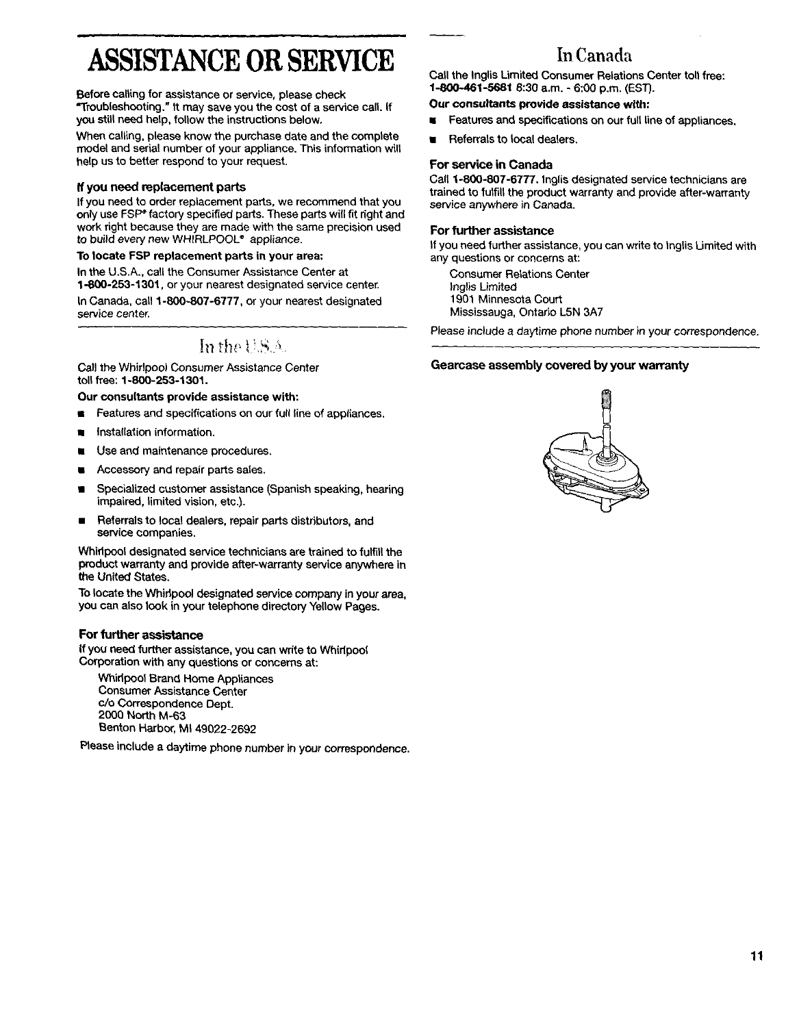# ASSISTANCE OR SERVICE

Before calling for assistance or service, please check "Troubleshooting." It may save you the cost of a service call. If you still need help, follow the instructions below.

When calling, please know the purchase date and the complete model and serial number of your appliance. This information will help us to better respond to your request.

### If you need replacement parts

If you need to order replacement parts, we recommend that you only use FSP® factory specified parts. These parts will fit right and work right because they are made with the same precision used to build every new WHIRLPOOL® appliance.

**To locate FSP replacement parts in your area:**

In the U.S.A., call the Consumer Assistance Center at **1-800-253-1301**, or your nearest designated service center.

In Canada, call **1-800-807-6777**, or your nearest designated service center.

## In the U.S.A.

Call the Whirlpool Consumer Assistance Center toll free: **1-800-253-1301.**

**Our consultants provide assistance with:**

- Features and specifications on our full line of appliances.
- Installation information.
- Use and maintenance procedures.
- Accessory and repair parts sales.
- Specialized customer assistance (Spanish speaking, hearing impaired, limited vision, etc.).
- Referrals to local dealers, repair parts distributors, and service companies.

Whirlpool designated service technicians are trained to fulfill the product warranty and provide after-warranty service anywhere in the United States.

To locate the Whirlpool designated service company in your area, you can also look in your telephone directory Yellow Pages.

### For further assistance

If you need further assistance, you can write to Whirlpool Corporation with any questions or concerns at:

Whirlpool Brand Home Appliances
Consumer Assistance Center
c/o Correspondence Dept.
2000 North M-63
Benton Harbor, MI 49022-2692

Please include a daytime phone number in your correspondence.

## In Canada

Call the Inglis Limited Consumer Relations Center toll free: **1-800-461-5681** 8:30 a.m. - 6:00 p.m. (EST).

**Our consultants provide assistance with:**

- Features and specifications on our full line of appliances.
- Referrals to local dealers.

### For service in Canada

Call **1-800-807-6777.** Inglis designated service technicians are trained to fulfill the product warranty and provide after-warranty service anywhere in Canada.

### For further assistance

If you need further assistance, you can write to Inglis Limited with any questions or concerns at:

Consumer Relations Center
Inglis Limited
1901 Minnesota Court
Mississauga, Ontario L5N 3A7

Please include a daytime phone number in your correspondence.

### Gearcase assembly covered by your warranty